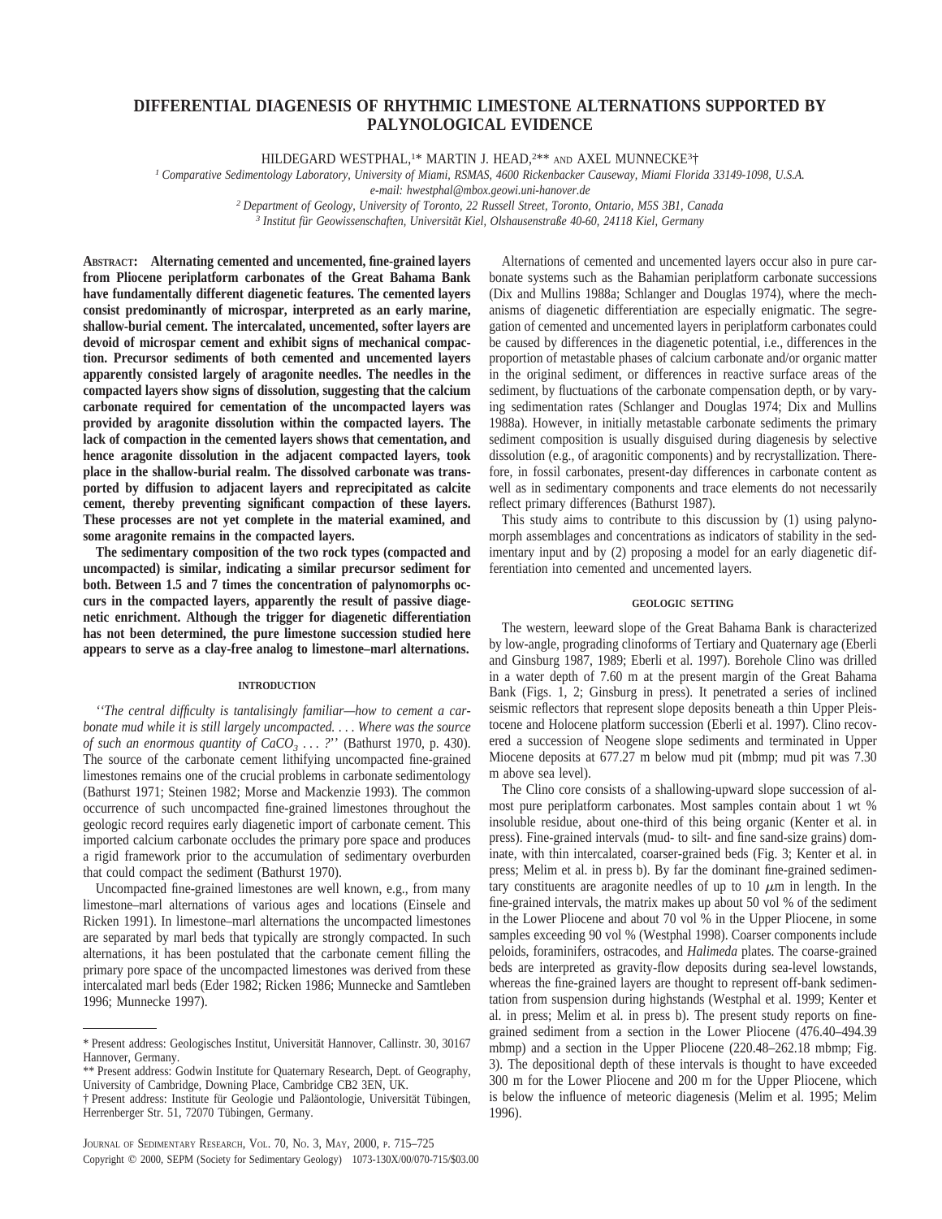# DIFFERENTIAL DIAGENESIS OF RHYTHMIC LIMESTONE ALTERNATIONS SUPPORTED BY PALYNOLOGICAL EVIDENCE

HILDEGARD WESTPHAL,[1]* MARTIN J. HEAD,[2]** AND AXEL MUNNECKE[3]†

[1] *Comparative Sedimentology Laboratory, University of Miami, RSMAS, 4600 Rickenbacker Causeway, Miami Florida 33149-1098, U.S.A.*
*e-mail: hwestphal@mbox.geowi.uni-hanover.de*
[2] *Department of Geology, University of Toronto, 22 Russell Street, Toronto, Ontario, M5S 3B1, Canada*
[3] *Institut für Geowissenschaften, Universität Kiel, Olshausenstraße 40-60, 24118 Kiel, Germany*

**ABSTRACT: Alternating cemented and uncemented, fine-grained layers from Pliocene periplatform carbonates of the Great Bahama Bank have fundamentally different diagenetic features. The cemented layers consist predominantly of microspar, interpreted as an early marine, shallow-burial cement. The intercalated, uncemented, softer layers are devoid of microspar cement and exhibit signs of mechanical compaction. Precursor sediments of both cemented and uncemented layers apparently consisted largely of aragonite needles. The needles in the compacted layers show signs of dissolution, suggesting that the calcium carbonate required for cementation of the uncompacted layers was provided by aragonite dissolution within the compacted layers. The lack of compaction in the cemented layers shows that cementation, and hence aragonite dissolution in the adjacent compacted layers, took place in the shallow-burial realm. The dissolved carbonate was transported by diffusion to adjacent layers and reprecipitated as calcite cement, thereby preventing significant compaction of these layers. These processes are not yet complete in the material examined, and some aragonite remains in the compacted layers.**

**The sedimentary composition of the two rock types (compacted and uncompacted) is similar, indicating a similar precursor sediment for both. Between 1.5 and 7 times the concentration of palynomorphs occurs in the compacted layers, apparently the result of passive diagenetic enrichment. Although the trigger for diagenetic differentiation has not been determined, the pure limestone succession studied here appears to serve as a clay-free analog to limestone–marl alternations.**

## INTRODUCTION

*''The central difficulty is tantalisingly familiar—how to cement a carbonate mud while it is still largely uncompacted. . . . Where was the source of such an enormous quantity of $CaCO_3$ . . . ?''* (Bathurst 1970, p. 430). The source of the carbonate cement lithifying uncompacted fine-grained limestones remains one of the crucial problems in carbonate sedimentology (Bathurst 1971; Steinen 1982; Morse and Mackenzie 1993). The common occurrence of such uncompacted fine-grained limestones throughout the geologic record requires early diagenetic import of carbonate cement. This imported calcium carbonate occludes the primary pore space and produces a rigid framework prior to the accumulation of sedimentary overburden that could compact the sediment (Bathurst 1970).

Uncompacted fine-grained limestones are well known, e.g., from many limestone–marl alternations of various ages and locations (Einsele and Ricken 1991). In limestone–marl alternations the uncompacted limestones are separated by marl beds that typically are strongly compacted. In such alternations, it has been postulated that the carbonate cement filling the primary pore space of the uncompacted limestones was derived from these intercalated marl beds (Eder 1982; Ricken 1986; Munnecke and Samtleben 1996; Munnecke 1997).

Alternations of cemented and uncemented layers occur also in pure carbonate systems such as the Bahamian periplatform carbonate successions (Dix and Mullins 1988a; Schlanger and Douglas 1974), where the mechanisms of diagenetic differentiation are especially enigmatic. The segregation of cemented and uncemented layers in periplatform carbonates could be caused by differences in the diagenetic potential, i.e., differences in the proportion of metastable phases of calcium carbonate and/or organic matter in the original sediment, or differences in reactive surface areas of the sediment, by fluctuations of the carbonate compensation depth, or by varying sedimentation rates (Schlanger and Douglas 1974; Dix and Mullins 1988a). However, in initially metastable carbonate sediments the primary sediment composition is usually disguised during diagenesis by selective dissolution (e.g., of aragonitic components) and by recrystallization. Therefore, in fossil carbonates, present-day differences in carbonate content as well as in sedimentary components and trace elements do not necessarily reflect primary differences (Bathurst 1987).

This study aims to contribute to this discussion by (1) using palynomorph assemblages and concentrations as indicators of stability in the sedimentary input and by (2) proposing a model for an early diagenetic differentiation into cemented and uncemented layers.

## GEOLOGIC SETTING

The western, leeward slope of the Great Bahama Bank is characterized by low-angle, prograding clinoforms of Tertiary and Quaternary age (Eberli and Ginsburg 1987, 1989; Eberli et al. 1997). Borehole Clino was drilled in a water depth of 7.60 m at the present margin of the Great Bahama Bank (Figs. 1, 2; Ginsburg in press). It penetrated a series of inclined seismic reflectors that represent slope deposits beneath a thin Upper Pleistocene and Holocene platform succession (Eberli et al. 1997). Clino recovered a succession of Neogene slope sediments and terminated in Upper Miocene deposits at 677.27 m below mud pit (mbmp; mud pit was 7.30 m above sea level).

The Clino core consists of a shallowing-upward slope succession of almost pure periplatform carbonates. Most samples contain about 1 wt % insoluble residue, about one-third of this being organic (Kenter et al. in press). Fine-grained intervals (mud- to silt- and fine sand-size grains) dominate, with thin intercalated, coarser-grained beds (Fig. 3; Kenter et al. in press; Melim et al. in press b). By far the dominant fine-grained sedimentary constituents are aragonite needles of up to 10 $\mu$m in length. In the fine-grained intervals, the matrix makes up about 50 vol % of the sediment in the Lower Pliocene and about 70 vol % in the Upper Pliocene, in some samples exceeding 90 vol % (Westphal 1998). Coarser components include peloids, foraminifers, ostracodes, and *Halimeda* plates. The coarse-grained beds are interpreted as gravity-flow deposits during sea-level lowstands, whereas the fine-grained layers are thought to represent off-bank sedimentation from suspension during highstands (Westphal et al. 1999; Kenter et al. in press; Melim et al. in press b). The present study reports on fine-grained sediment from a section in the Lower Pliocene (476.40–494.39 mbmp) and a section in the Upper Pliocene (220.48–262.18 mbmp; Fig. 3). The depositional depth of these intervals is thought to have exceeded 300 m for the Lower Pliocene and 200 m for the Upper Pliocene, which is below the influence of meteoric diagenesis (Melim et al. 1995; Melim 1996).

---

\* Present address: Geologisches Institut, Universität Hannover, Callinstr. 30, 30167 Hannover, Germany.

\** Present address: Godwin Institute for Quaternary Research, Dept. of Geography, University of Cambridge, Downing Place, Cambridge CB2 3EN, UK.

† Present address: Institute für Geologie und Paläontologie, Universität Tübingen, Herrenberger Str. 51, 72070 Tübingen, Germany.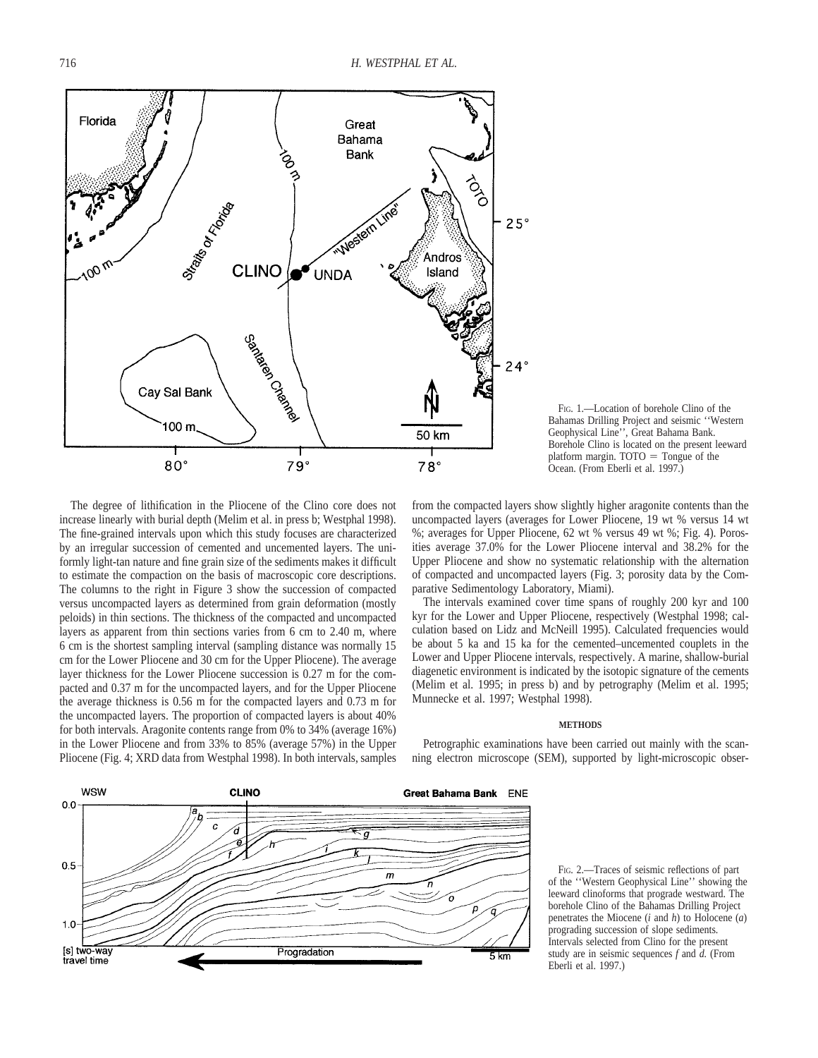FIG. 1.—Location of borehole Clino of the Bahamas Drilling Project and seismic ''Western Geophysical Line'', Great Bahama Bank. Borehole Clino is located on the present leeward platform margin. TOTO = Tongue of the Ocean. (From Eberli et al. 1997.)

The degree of lithification in the Pliocene of the Clino core does not increase linearly with burial depth (Melim et al. in press b; Westphal 1998). The fine-grained intervals upon which this study focuses are characterized by an irregular succession of cemented and uncemented layers. The uniformly light-tan nature and fine grain size of the sediments makes it difficult to estimate the compaction on the basis of macroscopic core descriptions. The columns to the right in Figure 3 show the succession of compacted versus uncompacted layers as determined from grain deformation (mostly peloids) in thin sections. The thickness of the compacted and uncompacted layers as apparent from thin sections varies from 6 cm to 2.40 m, where 6 cm is the shortest sampling interval (sampling distance was normally 15 cm for the Lower Pliocene and 30 cm for the Upper Pliocene). The average layer thickness for the Lower Pliocene succession is 0.27 m for the compacted and 0.37 m for the uncompacted layers, and for the Upper Pliocene the average thickness is 0.56 m for the compacted layers and 0.73 m for the uncompacted layers. The proportion of compacted layers is about 40% for both intervals. Aragonite contents range from 0% to 34% (average 16%) in the Lower Pliocene and from 33% to 85% (average 57%) in the Upper Pliocene (Fig. 4; XRD data from Westphal 1998). In both intervals, samples from the compacted layers show slightly higher aragonite contents than the uncompacted layers (averages for Lower Pliocene, 19 wt % versus 14 wt %; averages for Upper Pliocene, 62 wt % versus 49 wt %; Fig. 4). Porosities average 37.0% for the Lower Pliocene interval and 38.2% for the Upper Pliocene and show no systematic relationship with the alternation of compacted and uncompacted layers (Fig. 3; porosity data by the Comparative Sedimentology Laboratory, Miami).

The intervals examined cover time spans of roughly 200 kyr and 100 kyr for the Lower and Upper Pliocene, respectively (Westphal 1998; calculation based on Lidz and McNeill 1995). Calculated frequencies would be about 5 ka and 15 ka for the cemented–uncemented couplets in the Lower and Upper Pliocene intervals, respectively. A marine, shallow-burial diagenetic environment is indicated by the isotopic signature of the cements (Melim et al. 1995; in press b) and by petrography (Melim et al. 1995; Munnecke et al. 1997; Westphal 1998).

## METHODS

Petrographic examinations have been carried out mainly with the scanning electron microscope (SEM), supported by light-microscopic obser-

FIG. 2.—Traces of seismic reflections of part of the ''Western Geophysical Line'' showing the leeward clinoforms that prograde westward. The borehole Clino of the Bahamas Drilling Project penetrates the Miocene (*i* and *h*) to Holocene (*a*) prograding succession of slope sediments. Intervals selected from Clino for the present study are in seismic sequences *f* and *d.* (From Eberli et al. 1997.)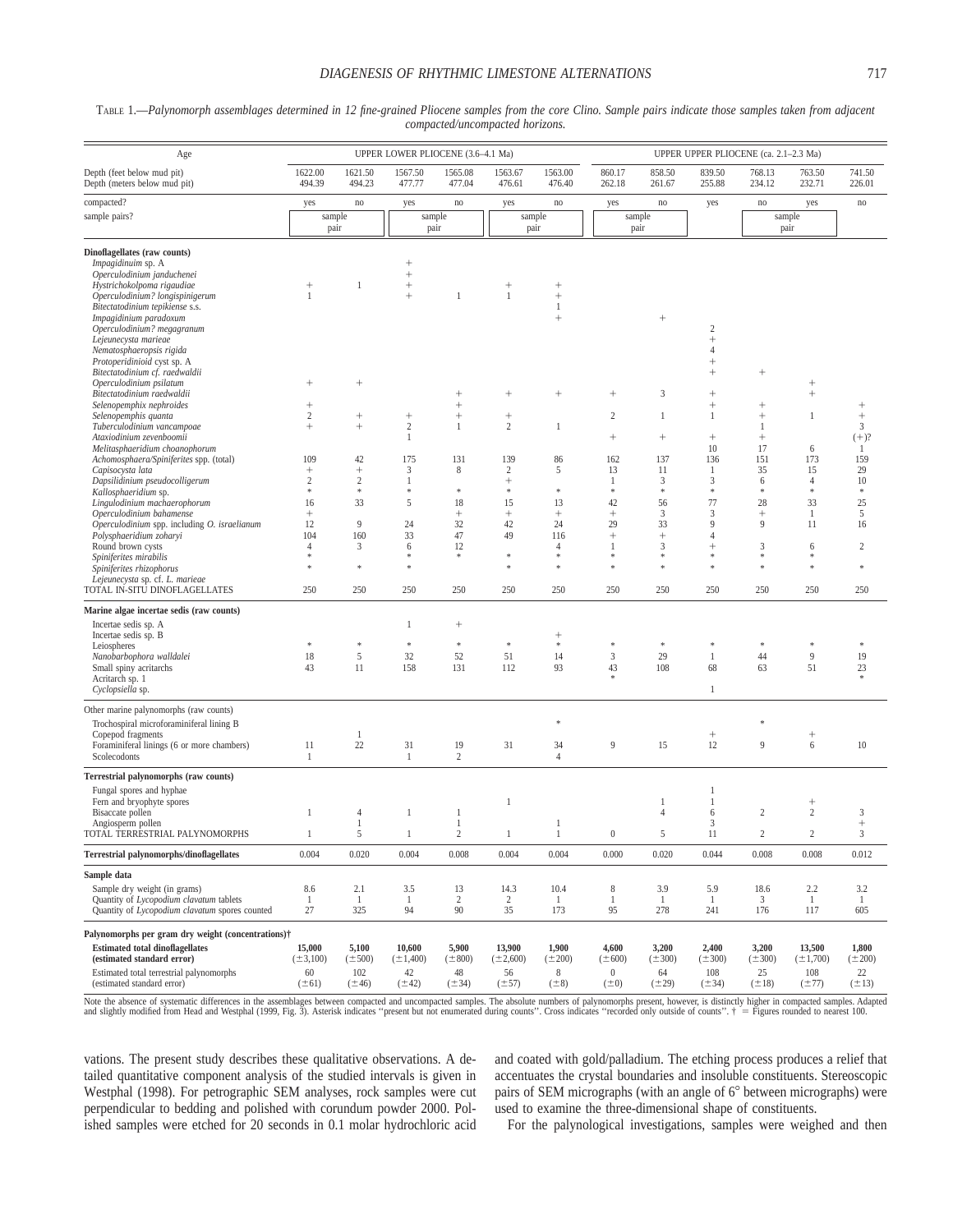TABLE 1.—*Palynomorph assemblages determined in 12 fine-grained Pliocene samples from the core Clino. Sample pairs indicate those samples taken from adjacent compacted/uncompacted horizons.*

| Age | UPPER LOWER PLIOCENE (3.6–4.1 Ma) | | | | | | UPPER UPPER PLIOCENE (ca. 2.1–2.3 Ma) | | | | | |
|---|---|---|---|---|---|---|---|---|---|---|---|---|
| Depth (feet below mud pit) | 1622.00 | 1621.50 | 1567.50 | 1565.08 | 1563.67 | 1563.00 | 860.17 | 858.50 | 839.50 | 768.13 | 763.50 | 741.50 |
| Depth (meters below mud pit) | 494.39 | 494.23 | 477.77 | 477.04 | 476.61 | 476.40 | 262.18 | 261.67 | 255.88 | 234.12 | 232.71 | 226.01 |
| compacted? | yes | no | yes | no | yes | no | yes | no | yes | no | yes | no |
| sample pairs? | sample pair | | sample pair | | sample pair | | sample pair | | | sample pair | | |
| **Dinoflagellates (raw counts)** | | | | | | | | | | | | |
| *Impagidinium* sp. A | | | + | | | | | | | | | |
| *Operculodinium janduchenei* | | | + | | | | | | | | | |
| *Hystrichokolpoma rigaudiae* | + | 1 | + | | + | + | | | | | | |
| *Operculodinium? longispinigerum* | 1 | | + | 1 | 1 | + | | | | | | |
| *Bitectatodinium tepikiense* s.s. | | | | | | 1 | | | | | | |
| *Impagidinium paradoxum* | | | | | | + | | + | | | | |
| *Operculodinium? megagranum* | | | | | | | | | 2 | | | |
| *Lejeunecysta marieae* | | | | | | | | | + | | | |
| *Nematosphaeropsis rigida* | | | | | | | | | 4 | | | |
| *Protoperidinioid cyst sp. A* | | | | | | | | | + | | | |
| *Bitectatodinium cf. raedwaldii* | | | | | | | | | + | + | | |
| *Operculodinium psilatum* | + | + | | | | | | | | | + | |
| *Bitectatodinium raedwaldii* | | | | + | + | + | + | 3 | + | | + | |
| *Selenopemphix nephroides* | + | | | + | | | | | + | + | | + |
| *Selenopemphix quanta* | 2 | + | + | + | + | | 2 | 1 | 1 | + | 1 | + |
| *Tuberculodinium vancampoae* | + | + | 2 | 1 | 2 | 1 | | | | 1 | | 3 |
| *Ataxiodinium zevenboomii* | | | 1 | | | | + | + | + | + | | (+)? |
| *Melitasphaeridium choanophorum* | | | | | | | | | 10 | 17 | 6 | 1 |
| *Achomosphaera/Spiniferites* spp. (total) | 109 | 42 | 175 | 131 | 139 | 86 | 162 | 137 | 136 | 151 | 173 | 159 |
| *Capisocysta lata* | + | + | 3 | 8 | 2 | 5 | 13 | 11 | 1 | 35 | 15 | 29 |
| *Dapsilidinium pseudocolligerum* | 2 | 2 | 1 | | + | | 1 | 3 | 3 | 6 | 4 | 10 |
| *Kallosphaeridium* sp. | * | * | * | * | * | * | * | * | * | * | * | * |
| *Lingulodinium machaerophorum* | 16 | 33 | 5 | 18 | 15 | 13 | 42 | 56 | 77 | 28 | 33 | 25 |
| *Operculodinium bahamense* | + | | | + | + | + | + | 3 | 3 | + | 1 | 5 |
| *Operculodinium* spp. including *O. israelianum* | 12 | 9 | 24 | 32 | 42 | 24 | 29 | 33 | 9 | 9 | 11 | 16 |
| *Polysphaeridium zoharyi* | 104 | 160 | 33 | 47 | 49 | 116 | + | + | 4 | | | |
| Round brown cysts | 4 | 3 | 6 | 12 | | 4 | 1 | 3 | + | 3 | 6 | 2 |
| *Spiniferites mirabilis* | * | | * | * | * | * | * | * | * | * | * | |
| *Spiniferites rhizophorus* | * | * | * | | * | * | * | * | * | * | * | * |
| *Lejeunecysta* sp. cf. *L. marieae* | | | | | | | | | | | | |
| TOTAL IN-SITU DINOFLAGELLATES | 250 | 250 | 250 | 250 | 250 | 250 | 250 | 250 | 250 | 250 | 250 | 250 |
| **Marine algae incertae sedis (raw counts)** | | | | | | | | | | | | |
| Incertae sedis sp. A | | | 1 | + | | | | | | | | |
| Incertae sedis sp. B | | | | | | + | | | | | | |
| Leiospheres | * | * | * | * | * | * | * | * | * | * | * | * |
| *Nanobarbophora walldalei* | 18 | 5 | 32 | 52 | 51 | 14 | 3 | 29 | 1 | 44 | 9 | 19 |
| Small spiny acritarchs | 43 | 11 | 158 | 131 | 112 | 93 | 43 | 108 | 68 | 63 | 51 | 23 |
| Acritarch sp. 1 | | | | | | | * | | | | | * |
| *Cyclopsiella* sp. | | | | | | | | | 1 | | | |
| **Other marine palynomorphs (raw counts)** | | | | | | | | | | | | |
| Trochospiral microforaminiferal lining B | | | | | | * | | | | * | | |
| Copepod fragments | | 1 | | | | | | | + | | + | |
| Foraminiferal linings (6 or more chambers) | 11 | 22 | 31 | 19 | 31 | 34 | 9 | 15 | 12 | 9 | 6 | 10 |
| Scolecodonts | 1 | | 1 | 2 | | 4 | | | | | | |
| **Terrestrial palynomorphs (raw counts)** | | | | | | | | | | | | |
| Fungal spores and hyphae | | | | | | | | | 1 | | | |
| Fern and bryophyte spores | | | | | 1 | | | 1 | 1 | | + | |
| Bisaccate pollen | 1 | 4 | 1 | 1 | | | | 4 | 6 | 2 | 2 | 3 |
| Angiosperm pollen | | 1 | | 1 | | 1 | | | 3 | | | + |
| TOTAL TERRESTRIAL PALYNOMORPHS | 1 | 5 | 1 | 2 | 1 | 1 | 0 | 5 | 11 | 2 | 2 | 3 |
| **Terrestrial palynomorphs/dinoflagellates** | 0.004 | 0.020 | 0.004 | 0.008 | 0.004 | 0.004 | 0.000 | 0.020 | 0.044 | 0.008 | 0.008 | 0.012 |
| **Sample data** | | | | | | | | | | | | |
| Sample dry weight (in grams) | 8.6 | 2.1 | 3.5 | 13 | 14.3 | 10.4 | 8 | 3.9 | 5.9 | 18.6 | 2.2 | 3.2 |
| Quantity of *Lycopodium clavatum* tablets | 1 | 1 | 1 | 2 | 2 | 1 | 1 | 1 | 1 | 3 | 1 | 1 |
| Quantity of *Lycopodium clavatum* spores counted | 27 | 325 | 94 | 90 | 35 | 173 | 95 | 278 | 241 | 176 | 117 | 605 |
| **Palynomorphs per gram dry weight (concentrations)†** | | | | | | | | | | | | |
| **Estimated total dinoflagellates (estimated standard error)** | **15,000** (±3,100) | **5,100** (±500) | **10,600** (±1,400) | **5,900** (±800) | **13,900** (±2,600) | **1,900** (±200) | **4,600** (±600) | **3,200** (±300) | **2,400** (±300) | **3,200** (±300) | **13,500** (±1,700) | **1,800** (±200) |
| Estimated total terrestrial palynomorphs (estimated standard error) | 60 (±61) | 102 (±46) | 42 (±42) | 48 (±34) | 56 (±57) | 8 (±8) | 0 (±0) | 64 (±29) | 108 (±34) | 25 (±18) | 108 (±77) | 22 (±13) |

Note the absence of systematic differences in the assemblages between compacted and uncompacted samples. The absolute numbers of palynomorphs present, however, is distinctly higher in compacted samples. Adapted and slightly modified from Head and Westphal (1999, Fig. 3). Asterisk indicates "present but not enumerated during counts". Cross indicates "recorded only outside of counts". † = Figures rounded to nearest 100.

vations. The present study describes these qualitative observations. A detailed quantitative component analysis of the studied intervals is given in Westphal (1998). For petrographic SEM analyses, rock samples were cut perpendicular to bedding and polished with corundum powder 2000. Polished samples were etched for 20 seconds in 0.1 molar hydrochloric acid and coated with gold/palladium. The etching process produces a relief that accentuates the crystal boundaries and insoluble constituents. Stereoscopic pairs of SEM micrographs (with an angle of 6° between micrographs) were used to examine the three-dimensional shape of constituents.

For the palynological investigations, samples were weighed and then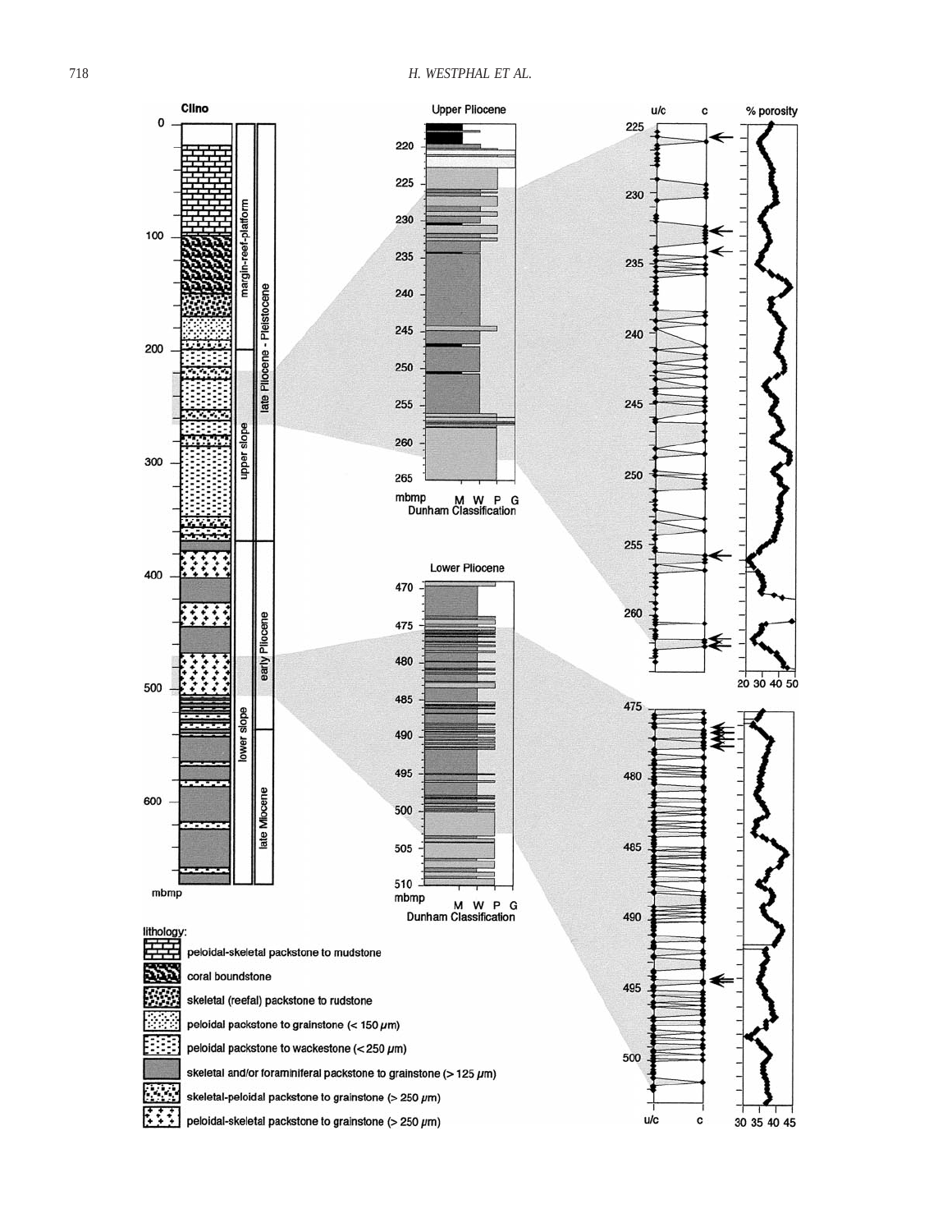**Clino**

margin-reef-platform | upper slope | lower slope

late Pliocene - Pleistocene | early Pliocene | late Miocene

mbmp

**Upper Pliocene**

mbmp — M W P G — Dunham Classification

**Lower Pliocene**

mbmp — M W P G — Dunham Classification

u/c — c

% porosity

lithology:

- peloidal-skeletal packstone to mudstone
- coral boundstone
- skeletal (reefal) packstone to rudstone
- peloidal packstone to grainstone (< 150 μm)
- peloidal packstone to wackestone (< 250 μm)
- skeletal and/or foraminiferal packstone to grainstone (> 125 μm)
- skeletal-peloidal packstone to grainstone (> 250 μm)
- peloidal-skeletal packstone to grainstone (> 250 μm)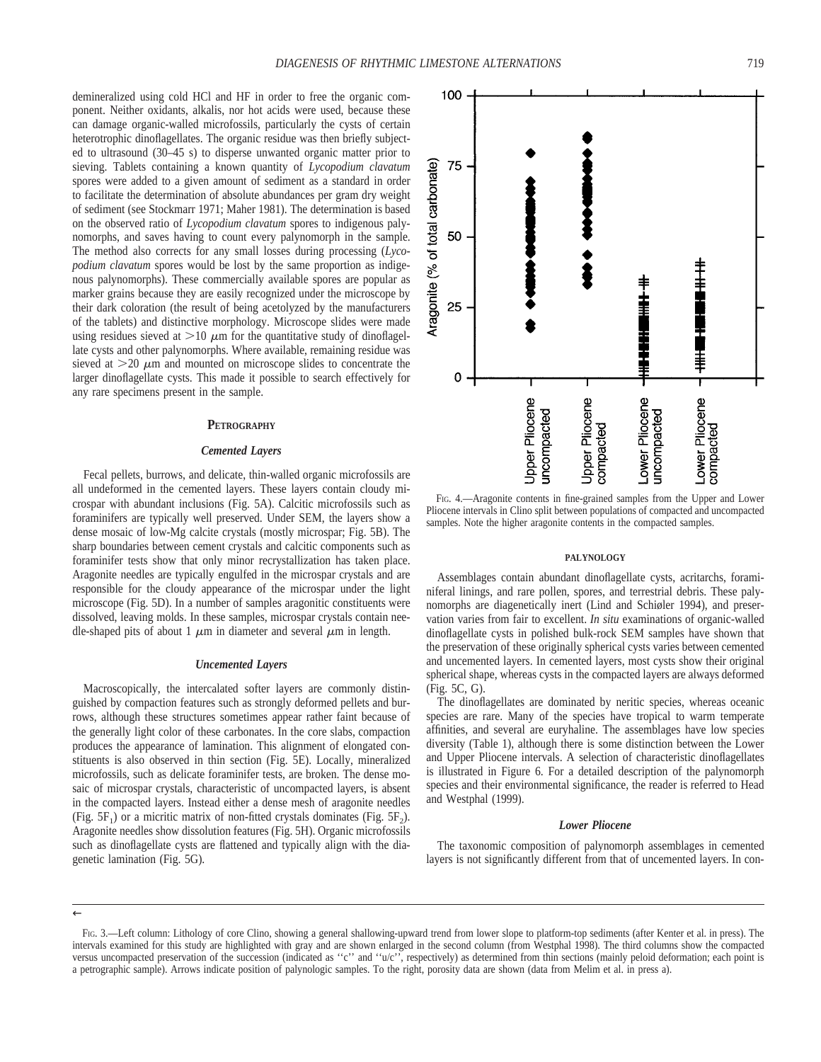demineralized using cold HCl and HF in order to free the organic component. Neither oxidants, alkalis, nor hot acids were used, because these can damage organic-walled microfossils, particularly the cysts of certain heterotrophic dinoflagellates. The organic residue was then briefly subjected to ultrasound (30–45 s) to disperse unwanted organic matter prior to sieving. Tablets containing a known quantity of *Lycopodium clavatum* spores were added to a given amount of sediment as a standard in order to facilitate the determination of absolute abundances per gram dry weight of sediment (see Stockmarr 1971; Maher 1981). The determination is based on the observed ratio of *Lycopodium clavatum* spores to indigenous palynomorphs, and saves having to count every palynomorph in the sample. The method also corrects for any small losses during processing (*Lycopodium clavatum* spores would be lost by the same proportion as indigenous palynomorphs). These commercially available spores are popular as marker grains because they are easily recognized under the microscope by their dark coloration (the result of being acetolyzed by the manufacturers of the tablets) and distinctive morphology. Microscope slides were made using residues sieved at $>10$ $\mu$m for the quantitative study of dinoflagellate cysts and other palynomorphs. Where available, remaining residue was sieved at $>20$ $\mu$m and mounted on microscope slides to concentrate the larger dinoflagellate cysts. This made it possible to search effectively for any rare specimens present in the sample.

## PETROGRAPHY

### *Cemented Layers*

Fecal pellets, burrows, and delicate, thin-walled organic microfossils are all undeformed in the cemented layers. These layers contain cloudy microspar with abundant inclusions (Fig. 5A). Calcitic microfossils such as foraminifers are typically well preserved. Under SEM, the layers show a dense mosaic of low-Mg calcite crystals (mostly microspar; Fig. 5B). The sharp boundaries between cement crystals and calcitic components such as foraminifer tests show that only minor recrystallization has taken place. Aragonite needles are typically engulfed in the microspar crystals and are responsible for the cloudy appearance of the microspar under the light microscope (Fig. 5D). In a number of samples aragonitic constituents were dissolved, leaving molds. In these samples, microspar crystals contain needle-shaped pits of about 1 $\mu$m in diameter and several $\mu$m in length.

### *Uncemented Layers*

Macroscopically, the intercalated softer layers are commonly distinguished by compaction features such as strongly deformed pellets and burrows, although these structures sometimes appear rather faint because of the generally light color of these carbonates. In the core slabs, compaction produces the appearance of lamination. This alignment of elongated constituents is also observed in thin section (Fig. 5E). Locally, mineralized microfossils, such as delicate foraminifer tests, are broken. The dense mosaic of microspar crystals, characteristic of uncompacted layers, is absent in the compacted layers. Instead either a dense mesh of aragonite needles (Fig. $5F_1$) or a micritic matrix of non-fitted crystals dominates (Fig. $5F_2$). Aragonite needles show dissolution features (Fig. 5H). Organic microfossils such as dinoflagellate cysts are flattened and typically align with the diagenetic lamination (Fig. 5G).

FIG. 4.—Aragonite contents in fine-grained samples from the Upper and Lower Pliocene intervals in Clino split between populations of compacted and uncompacted samples. Note the higher aragonite contents in the compacted samples.

## PALYNOLOGY

Assemblages contain abundant dinoflagellate cysts, acritarchs, foraminiferal linings, and rare pollen, spores, and terrestrial debris. These palynomorphs are diagenetically inert (Lind and Schiøler 1994), and preservation varies from fair to excellent. *In situ* examinations of organic-walled dinoflagellate cysts in polished bulk-rock SEM samples have shown that the preservation of these originally spherical cysts varies between cemented and uncemented layers. In cemented layers, most cysts show their original spherical shape, whereas cysts in the compacted layers are always deformed (Fig. 5C, G).

The dinoflagellates are dominated by neritic species, whereas oceanic species are rare. Many of the species have tropical to warm temperate affinities, and several are euryhaline. The assemblages have low species diversity (Table 1), although there is some distinction between the Lower and Upper Pliocene intervals. A selection of characteristic dinoflagellates is illustrated in Figure 6. For a detailed description of the palynomorph species and their environmental significance, the reader is referred to Head and Westphal (1999).

### *Lower Pliocene*

The taxonomic composition of palynomorph assemblages in cemented layers is not significantly different from that of uncemented layers. In con-

FIG. 3.—Left column: Lithology of core Clino, showing a general shallowing-upward trend from lower slope to platform-top sediments (after Kenter et al. in press). The intervals examined for this study are highlighted with gray and are shown enlarged in the second column (from Westphal 1998). The third columns show the compacted versus uncompacted preservation of the succession (indicated as ''c'' and ''u/c'', respectively) as determined from thin sections (mainly peloid deformation; each point is a petrographic sample). Arrows indicate position of palynologic samples. To the right, porosity data are shown (data from Melim et al. in press a).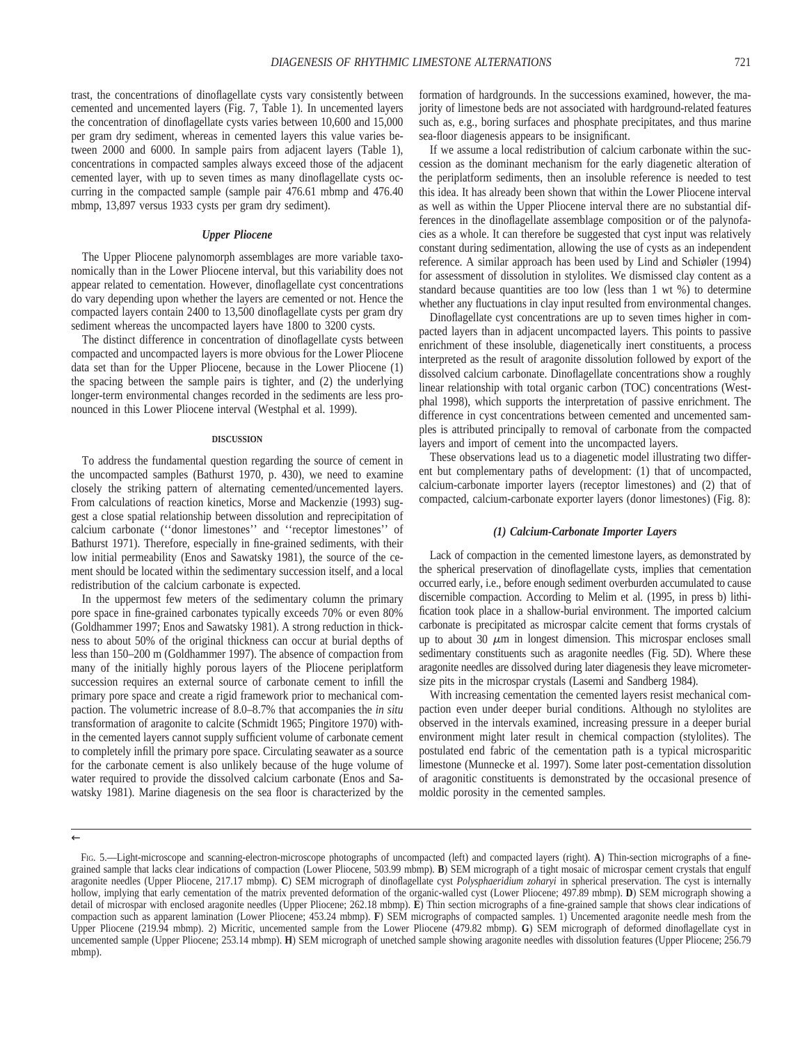trast, the concentrations of dinoflagellate cysts vary consistently between cemented and uncemented layers (Fig. 7, Table 1). In uncemented layers the concentration of dinoflagellate cysts varies between 10,600 and 15,000 per gram dry sediment, whereas in cemented layers this value varies between 2000 and 6000. In sample pairs from adjacent layers (Table 1), concentrations in compacted samples always exceed those of the adjacent cemented layer, with up to seven times as many dinoflagellate cysts occurring in the compacted sample (sample pair 476.61 mbmp and 476.40 mbmp, 13,897 versus 1933 cysts per gram dry sediment).

### *Upper Pliocene*

The Upper Pliocene palynomorph assemblages are more variable taxonomically than in the Lower Pliocene interval, but this variability does not appear related to cementation. However, dinoflagellate cyst concentrations do vary depending upon whether the layers are cemented or not. Hence the compacted layers contain 2400 to 13,500 dinoflagellate cysts per gram dry sediment whereas the uncompacted layers have 1800 to 3200 cysts.

The distinct difference in concentration of dinoflagellate cysts between compacted and uncompacted layers is more obvious for the Lower Pliocene data set than for the Upper Pliocene, because in the Lower Pliocene (1) the spacing between the sample pairs is tighter, and (2) the underlying longer-term environmental changes recorded in the sediments are less pronounced in this Lower Pliocene interval (Westphal et al. 1999).

## DISCUSSION

To address the fundamental question regarding the source of cement in the uncompacted samples (Bathurst 1970, p. 430), we need to examine closely the striking pattern of alternating cemented/uncemented layers. From calculations of reaction kinetics, Morse and Mackenzie (1993) suggest a close spatial relationship between dissolution and reprecipitation of calcium carbonate (''donor limestones'' and ''receptor limestones'' of Bathurst 1971). Therefore, especially in fine-grained sediments, with their low initial permeability (Enos and Sawatsky 1981), the source of the cement should be located within the sedimentary succession itself, and a local redistribution of the calcium carbonate is expected.

In the uppermost few meters of the sedimentary column the primary pore space in fine-grained carbonates typically exceeds 70% or even 80% (Goldhammer 1997; Enos and Sawatsky 1981). A strong reduction in thickness to about 50% of the original thickness can occur at burial depths of less than 150–200 m (Goldhammer 1997). The absence of compaction from many of the initially highly porous layers of the Pliocene periplatform succession requires an external source of carbonate cement to infill the primary pore space and create a rigid framework prior to mechanical compaction. The volumetric increase of 8.0–8.7% that accompanies the *in situ* transformation of aragonite to calcite (Schmidt 1965; Pingitore 1970) within the cemented layers cannot supply sufficient volume of carbonate cement to completely infill the primary pore space. Circulating seawater as a source for the carbonate cement is also unlikely because of the huge volume of water required to provide the dissolved calcium carbonate (Enos and Sawatsky 1981). Marine diagenesis on the sea floor is characterized by the formation of hardgrounds. In the successions examined, however, the majority of limestone beds are not associated with hardground-related features such as, e.g., boring surfaces and phosphate precipitates, and thus marine sea-floor diagenesis appears to be insignificant.

If we assume a local redistribution of calcium carbonate within the succession as the dominant mechanism for the early diagenetic alteration of the periplatform sediments, then an insoluble reference is needed to test this idea. It has already been shown that within the Lower Pliocene interval as well as within the Upper Pliocene interval there are no substantial differences in the dinoflagellate assemblage composition or of the palynofacies as a whole. It can therefore be suggested that cyst input was relatively constant during sedimentation, allowing the use of cysts as an independent reference. A similar approach has been used by Lind and Schiøler (1994) for assessment of dissolution in stylolites. We dismissed clay content as a standard because quantities are too low (less than 1 wt %) to determine whether any fluctuations in clay input resulted from environmental changes.

Dinoflagellate cyst concentrations are up to seven times higher in compacted layers than in adjacent uncompacted layers. This points to passive enrichment of these insoluble, diagenetically inert constituents, a process interpreted as the result of aragonite dissolution followed by export of the dissolved calcium carbonate. Dinoflagellate concentrations show a roughly linear relationship with total organic carbon (TOC) concentrations (Westphal 1998), which supports the interpretation of passive enrichment. The difference in cyst concentrations between cemented and uncemented samples is attributed principally to removal of carbonate from the compacted layers and import of cement into the uncompacted layers.

These observations lead us to a diagenetic model illustrating two different but complementary paths of development: (1) that of uncompacted, calcium-carbonate importer layers (receptor limestones) and (2) that of compacted, calcium-carbonate exporter layers (donor limestones) (Fig. 8):

### *(1) Calcium-Carbonate Importer Layers*

Lack of compaction in the cemented limestone layers, as demonstrated by the spherical preservation of dinoflagellate cysts, implies that cementation occurred early, i.e., before enough sediment overburden accumulated to cause discernible compaction. According to Melim et al. (1995, in press b) lithification took place in a shallow-burial environment. The imported calcium carbonate is precipitated as microspar calcite cement that forms crystals of up to about 30 $\mu$m in longest dimension. This microspar encloses small sedimentary constituents such as aragonite needles (Fig. 5D). Where these aragonite needles are dissolved during later diagenesis they leave micrometer-size pits in the microspar crystals (Lasemi and Sandberg 1984).

With increasing cementation the cemented layers resist mechanical compaction even under deeper burial conditions. Although no stylolites are observed in the intervals examined, increasing pressure in a deeper burial environment might later result in chemical compaction (stylolites). The postulated end fabric of the cementation path is a typical microsparitic limestone (Munnecke et al. 1997). Some later post-cementation dissolution of aragonitic constituents is demonstrated by the occasional presence of moldic porosity in the cemented samples.

←

FIG. 5.—Light-microscope and scanning-electron-microscope photographs of uncompacted (left) and compacted layers (right). **A**) Thin-section micrographs of a fine-grained sample that lacks clear indications of compaction (Lower Pliocene, 503.99 mbmp). **B**) SEM micrograph of a tight mosaic of microspar cement crystals that engulf aragonite needles (Upper Pliocene, 217.17 mbmp). **C**) SEM micrograph of dinoflagellate cyst *Polysphaeridium zoharyi* in spherical preservation. The cyst is internally hollow, implying that early cementation of the matrix prevented deformation of the organic-walled cyst (Lower Pliocene; 497.89 mbmp). **D**) SEM micrograph showing a detail of microspar with enclosed aragonite needles (Upper Pliocene; 262.18 mbmp). **E**) Thin section micrographs of a fine-grained sample that shows clear indications of compaction such as apparent lamination (Lower Pliocene; 453.24 mbmp). **F**) SEM micrographs of compacted samples. 1) Uncemented aragonite needle mesh from the Upper Pliocene (219.94 mbmp). 2) Micritic, uncemented sample from the Lower Pliocene (479.82 mbmp). **G**) SEM micrograph of deformed dinoflagellate cyst in uncemented sample (Upper Pliocene; 253.14 mbmp). **H**) SEM micrograph of unetched sample showing aragonite needles with dissolution features (Upper Pliocene; 256.79 mbmp).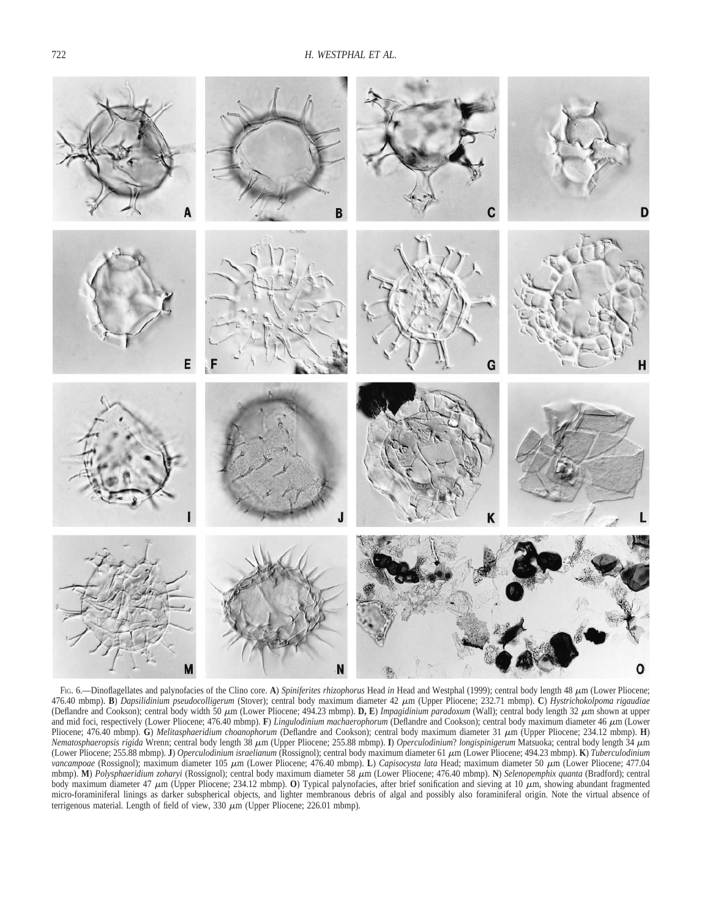FIG. 6.—Dinoflagellates and palynofacies of the Clino core. **A**) *Spiniferites rhizophorus* Head *in* Head and Westphal (1999); central body length 48 μm (Lower Pliocene; 476.40 mbmp). **B**) *Dapsilidinium pseudocolligerum* (Stover); central body maximum diameter 42 μm (Upper Pliocene; 232.71 mbmp). **C**) *Hystrichokolpoma rigaudiae* (Deflandre and Cookson); central body width 50 μm (Lower Pliocene; 494.23 mbmp). **D, E**) *Impagidinium paradoxum* (Wall); central body length 32 μm shown at upper and mid foci, respectively (Lower Pliocene; 476.40 mbmp). **F**) *Lingulodinium machaerophorum* (Deflandre and Cookson); central body maximum diameter 46 μm (Lower Pliocene; 476.40 mbmp). **G**) *Melitasphaeridium choanophorum* (Deflandre and Cookson); central body maximum diameter 31 μm (Upper Pliocene; 234.12 mbmp). **H**) *Nematosphaeropsis rigida* Wrenn; central body length 38 μm (Upper Pliocene; 255.88 mbmp). **I**) *Operculodinium*? *longispinigerum* Matsuoka; central body length 34 μm (Lower Pliocene; 255.88 mbmp). **J**) *Operculodinium israelianum* (Rossignol); central body maximum diameter 61 μm (Lower Pliocene; 494.23 mbmp). **K**) *Tuberculodinium vancampoae* (Rossignol); maximum diameter 105 μm (Lower Pliocene; 476.40 mbmp). **L**) *Capisocysta lata* Head; maximum diameter 50 μm (Lower Pliocene; 477.04 mbmp). **M**) *Polysphaeridium zoharyi* (Rossignol); central body maximum diameter 58 μm (Lower Pliocene; 476.40 mbmp). **N**) *Selenopemphix quanta* (Bradford); central body maximum diameter 47 μm (Upper Pliocene; 234.12 mbmp). **O**) Typical palynofacies, after brief sonification and sieving at 10 μm, showing abundant fragmented micro-foraminiferal linings as darker subspherical objects, and lighter membranous debris of algal and possibly also foraminiferal origin. Note the virtual absence of terrigenous material. Length of field of view, 330 μm (Upper Pliocene; 226.01 mbmp).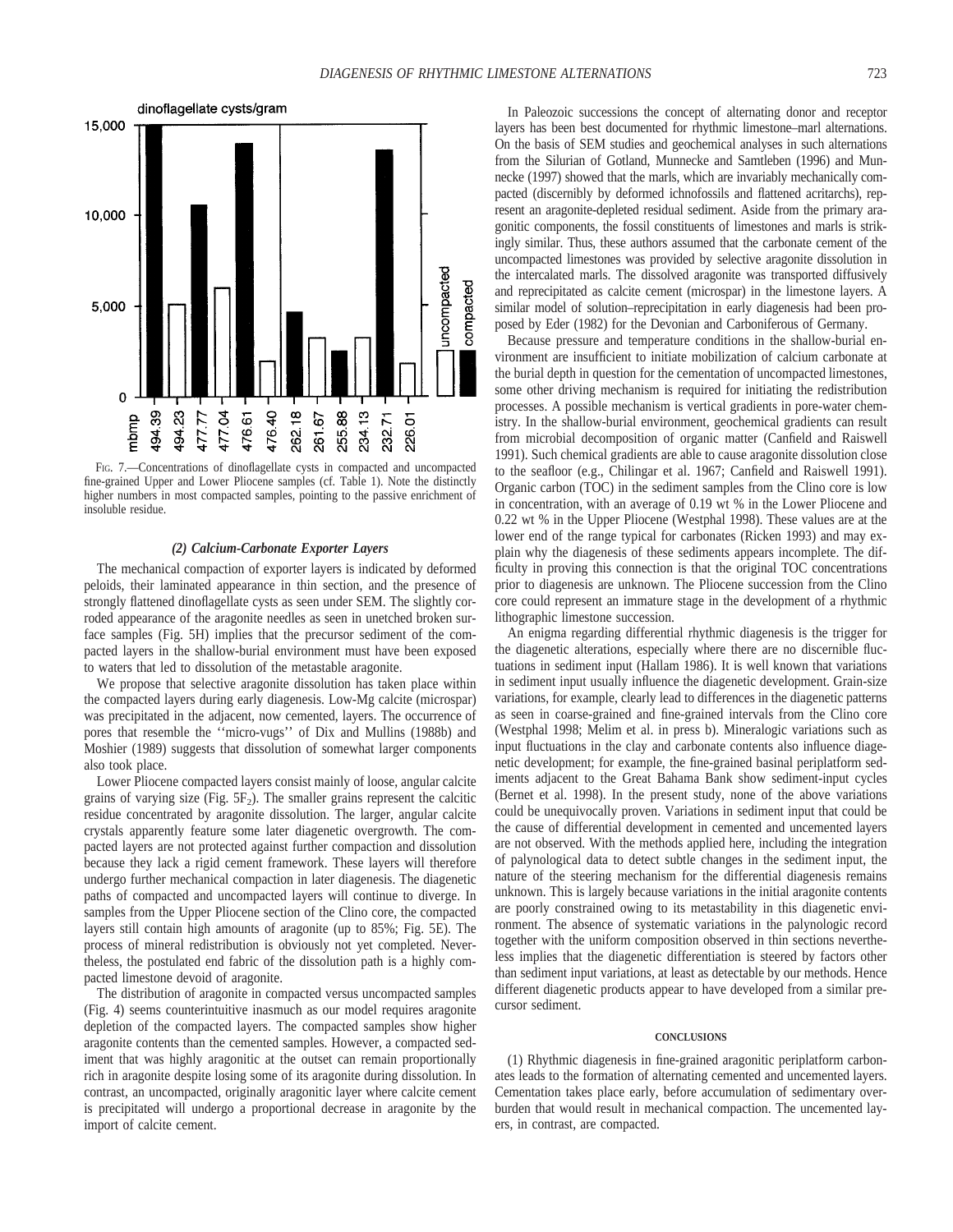FIG. 7.—Concentrations of dinoflagellate cysts in compacted and uncompacted fine-grained Upper and Lower Pliocene samples (cf. Table 1). Note the distinctly higher numbers in most compacted samples, pointing to the passive enrichment of insoluble residue.

### *(2) Calcium-Carbonate Exporter Layers*

The mechanical compaction of exporter layers is indicated by deformed peloids, their laminated appearance in thin section, and the presence of strongly flattened dinoflagellate cysts as seen under SEM. The slightly corroded appearance of the aragonite needles as seen in unetched broken surface samples (Fig. 5H) implies that the precursor sediment of the compacted layers in the shallow-burial environment must have been exposed to waters that led to dissolution of the metastable aragonite.

We propose that selective aragonite dissolution has taken place within the compacted layers during early diagenesis. Low-Mg calcite (microspar) was precipitated in the adjacent, now cemented, layers. The occurrence of pores that resemble the ''micro-vugs'' of Dix and Mullins (1988b) and Moshier (1989) suggests that dissolution of somewhat larger components also took place.

Lower Pliocene compacted layers consist mainly of loose, angular calcite grains of varying size (Fig. 5$F_2$). The smaller grains represent the calcitic residue concentrated by aragonite dissolution. The larger, angular calcite crystals apparently feature some later diagenetic overgrowth. The compacted layers are not protected against further compaction and dissolution because they lack a rigid cement framework. These layers will therefore undergo further mechanical compaction in later diagenesis. The diagenetic paths of compacted and uncompacted layers will continue to diverge. In samples from the Upper Pliocene section of the Clino core, the compacted layers still contain high amounts of aragonite (up to 85%; Fig. 5E). The process of mineral redistribution is obviously not yet completed. Nevertheless, the postulated end fabric of the dissolution path is a highly compacted limestone devoid of aragonite.

The distribution of aragonite in compacted versus uncompacted samples (Fig. 4) seems counterintuitive inasmuch as our model requires aragonite depletion of the compacted layers. The compacted samples show higher aragonite contents than the cemented samples. However, a compacted sediment that was highly aragonitic at the outset can remain proportionally rich in aragonite despite losing some of its aragonite during dissolution. In contrast, an uncompacted, originally aragonitic layer where calcite cement is precipitated will undergo a proportional decrease in aragonite by the import of calcite cement.

In Paleozoic successions the concept of alternating donor and receptor layers has been best documented for rhythmic limestone–marl alternations. On the basis of SEM studies and geochemical analyses in such alternations from the Silurian of Gotland, Munnecke and Samtleben (1996) and Munnecke (1997) showed that the marls, which are invariably mechanically compacted (discernibly by deformed ichnofossils and flattened acritarchs), represent an aragonite-depleted residual sediment. Aside from the primary aragonitic components, the fossil constituents of limestones and marls is strikingly similar. Thus, these authors assumed that the carbonate cement of the uncompacted limestones was provided by selective aragonite dissolution in the intercalated marls. The dissolved aragonite was transported diffusively and reprecipitated as calcite cement (microspar) in the limestone layers. A similar model of solution–reprecipitation in early diagenesis had been proposed by Eder (1982) for the Devonian and Carboniferous of Germany.

Because pressure and temperature conditions in the shallow-burial environment are insufficient to initiate mobilization of calcium carbonate at the burial depth in question for the cementation of uncompacted limestones, some other driving mechanism is required for initiating the redistribution processes. A possible mechanism is vertical gradients in pore-water chemistry. In the shallow-burial environment, geochemical gradients can result from microbial decomposition of organic matter (Canfield and Raiswell 1991). Such chemical gradients are able to cause aragonite dissolution close to the seafloor (e.g., Chilingar et al. 1967; Canfield and Raiswell 1991). Organic carbon (TOC) in the sediment samples from the Clino core is low in concentration, with an average of 0.19 wt % in the Lower Pliocene and 0.22 wt % in the Upper Pliocene (Westphal 1998). These values are at the lower end of the range typical for carbonates (Ricken 1993) and may explain why the diagenesis of these sediments appears incomplete. The difficulty in proving this connection is that the original TOC concentrations prior to diagenesis are unknown. The Pliocene succession from the Clino core could represent an immature stage in the development of a rhythmic lithographic limestone succession.

An enigma regarding differential rhythmic diagenesis is the trigger for the diagenetic alterations, especially where there are no discernible fluctuations in sediment input (Hallam 1986). It is well known that variations in sediment input usually influence the diagenetic development. Grain-size variations, for example, clearly lead to differences in the diagenetic patterns as seen in coarse-grained and fine-grained intervals from the Clino core (Westphal 1998; Melim et al. in press b). Mineralogic variations such as input fluctuations in the clay and carbonate contents also influence diagenetic development; for example, the fine-grained basinal periplatform sediments adjacent to the Great Bahama Bank show sediment-input cycles (Bernet et al. 1998). In the present study, none of the above variations could be unequivocally proven. Variations in sediment input that could be the cause of differential development in cemented and uncemented layers are not observed. With the methods applied here, including the integration of palynological data to detect subtle changes in the sediment input, the nature of the steering mechanism for the differential diagenesis remains unknown. This is largely because variations in the initial aragonite contents are poorly constrained owing to its metastability in this diagenetic environment. The absence of systematic variations in the palynologic record together with the uniform composition observed in thin sections nevertheless implies that the diagenetic differentiation is steered by factors other than sediment input variations, at least as detectable by our methods. Hence different diagenetic products appear to have developed from a similar precursor sediment.

## CONCLUSIONS

(1) Rhythmic diagenesis in fine-grained aragonitic periplatform carbonates leads to the formation of alternating cemented and uncemented layers. Cementation takes place early, before accumulation of sedimentary overburden that would result in mechanical compaction. The uncemented layers, in contrast, are compacted.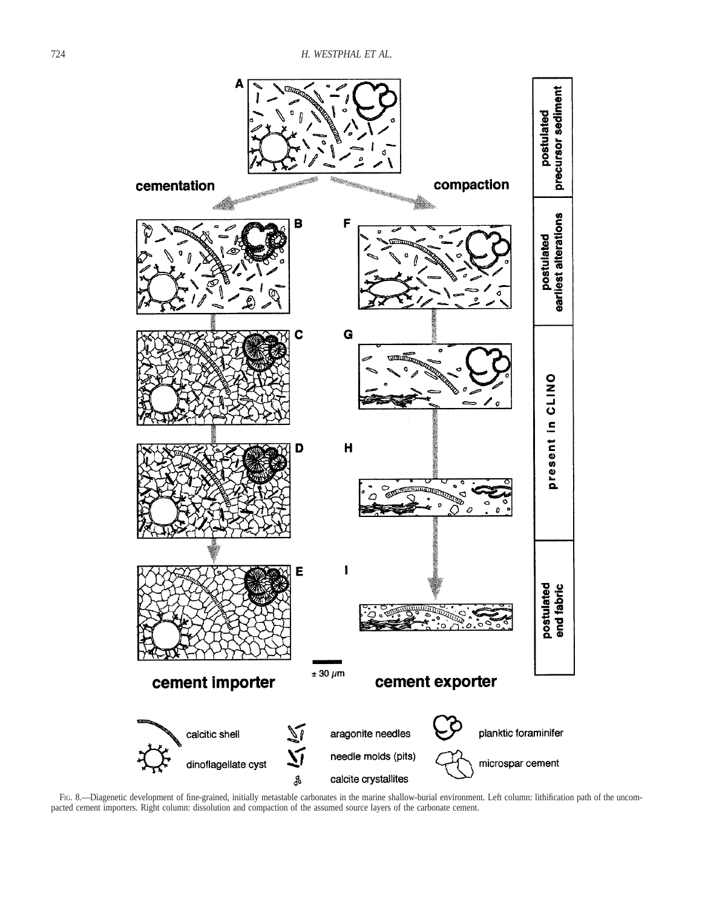Fig. 8.—Diagenetic development of fine-grained, initially metastable carbonates in the marine shallow-burial environment. Left column: lithification path of the uncompacted cement importers. Right column: dissolution and compaction of the assumed source layers of the carbonate cement.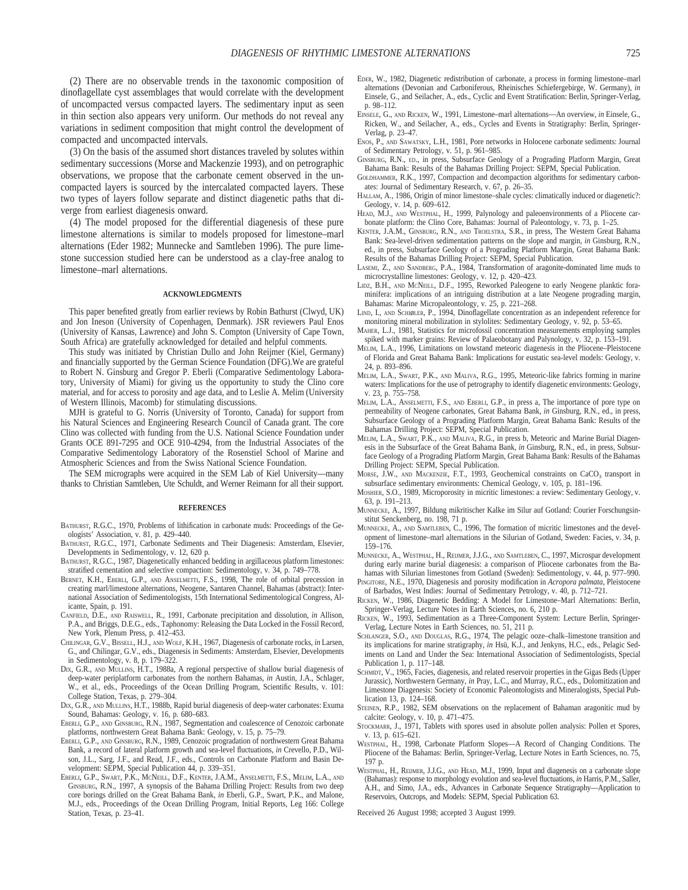(2) There are no observable trends in the taxonomic composition of dinoflagellate cyst assemblages that would correlate with the development of uncompacted versus compacted layers. The sedimentary input as seen in thin section also appears very uniform. Our methods do not reveal any variations in sediment composition that might control the development of compacted and uncompacted intervals.

(3) On the basis of the assumed short distances traveled by solutes within sedimentary successions (Morse and Mackenzie 1993), and on petrographic observations, we propose that the carbonate cement observed in the uncompacted layers is sourced by the intercalated compacted layers. These two types of layers follow separate and distinct diagenetic paths that diverge from earliest diagenesis onward.

(4) The model proposed for the differential diagenesis of these pure limestone alternations is similar to models proposed for limestone–marl alternations (Eder 1982; Munnecke and Samtleben 1996). The pure limestone succession studied here can be understood as a clay-free analog to limestone–marl alternations.

## ACKNOWLEDGMENTS

This paper benefited greatly from earlier reviews by Robin Bathurst (Clwyd, UK) and Jon Ineson (University of Copenhagen, Denmark). JSR reviewers Paul Enos (University of Kansas, Lawrence) and John S. Compton (University of Cape Town, South Africa) are gratefully acknowledged for detailed and helpful comments.

This study was initiated by Christian Dullo and John Reijmer (Kiel, Germany) and financially supported by the German Science Foundation (DFG).We are grateful to Robert N. Ginsburg and Gregor P. Eberli (Comparative Sedimentology Laboratory, University of Miami) for giving us the opportunity to study the Clino core material, and for access to porosity and age data, and to Leslie A. Melim (University of Western Illinois, Macomb) for stimulating discussions.

MJH is grateful to G. Norris (University of Toronto, Canada) for support from his Natural Sciences and Engineering Research Council of Canada grant. The core Clino was collected with funding from the U.S. National Science Foundation under Grants OCE 891-7295 and OCE 910-4294, from the Industrial Associates of the Comparative Sedimentology Laboratory of the Rosenstiel School of Marine and Atmospheric Sciences and from the Swiss National Science Foundation.

The SEM micrographs were acquired in the SEM Lab of Kiel University—many thanks to Christian Samtleben, Ute Schuldt, and Werner Reimann for all their support.

## REFERENCES

Bathurst, R.G.C., 1970, Problems of lithification in carbonate muds: Proceedings of the Geologists' Association, v. 81, p. 429–440.

Bathurst, R.G.C., 1971, Carbonate Sediments and Their Diagenesis: Amsterdam, Elsevier, Developments in Sedimentology, v. 12, 620 p.

Bathurst, R.G.C., 1987, Diagenetically enhanced bedding in argillaceous platform limestones: stratified cementation and selective compaction: Sedimentology, v. 34, p. 749–778.

Bernet, K.H., Eberli, G.P., and Anselmetti, F.S., 1998, The role of orbital precession in creating marl/limestone alternations, Neogene, Santaren Channel, Bahamas (abstract): International Association of Sedimentologists, 15th International Sedimentological Congress, Alicante, Spain, p. 191.

Canfield, D.E., and Raiswell, R., 1991, Carbonate precipitation and dissolution, *in* Allison, P.A., and Briggs, D.E.G., eds., Taphonomy: Releasing the Data Locked in the Fossil Record, New York, Plenum Press, p. 412–453.

Chilingar, G.V., Bissell, H.J., and Wolf, K.H., 1967, Diagenesis of carbonate rocks, *in* Larsen, G., and Chilingar, G.V., eds., Diagenesis in Sediments: Amsterdam, Elsevier, Developments in Sedimentology, v. 8, p. 179–322.

Dix, G.R., and Mullins, H.T., 1988a, A regional perspective of shallow burial diagenesis of deep-water periplatform carbonates from the northern Bahamas, *in* Austin, J.A., Schlager, W., et al., eds., Proceedings of the Ocean Drilling Program, Scientific Results, v. 101: College Station, Texas, p. 279–304.

Dix, G.R., and Mullins, H.T., 1988b, Rapid burial diagenesis of deep-water carbonates: Exuma Sound, Bahamas: Geology, v. 16, p. 680–683.

Eberli, G.P., and Ginsburg, R.N., 1987, Segmentation and coalescence of Cenozoic carbonate platforms, northwestern Great Bahama Bank: Geology, v. 15, p. 75–79.

Eberli, G.P., and Ginsburg, R.N., 1989, Cenozoic progradation of northwestern Great Bahama Bank, a record of lateral platform growth and sea-level fluctuations, *in* Crevello, P.D., Wilson, J.L., Sarg, J.F., and Read, J.F., eds., Controls on Carbonate Platform and Basin Development: SEPM, Special Publication 44, p. 339–351.

Eberli, G.P., Swart, P.K., McNeill, D.F., Kenter, J.A.M., Anselmetti, F.S., Melim, L.A., and Ginsburg, R.N., 1997, A synopsis of the Bahama Drilling Project: Results from two deep core borings drilled on the Great Bahama Bank, *in* Eberli, G.P., Swart, P.K., and Malone, M.J., eds., Proceedings of the Ocean Drilling Program, Initial Reports, Leg 166: College Station, Texas, p. 23–41.

Eder, W., 1982, Diagenetic redistribution of carbonate, a process in forming limestone–marl alternations (Devonian and Carboniferous, Rheinisches Schiefergebirge, W. Germany), *in* Einsele, G., and Seilacher, A., eds., Cyclic and Event Stratification: Berlin, Springer-Verlag, p. 98–112.

Einsele, G., and Ricken, W., 1991, Limestone–marl alternations—An overview, *in* Einsele, G., Ricken, W., and Seilacher, A., eds., Cycles and Events in Stratigraphy: Berlin, Springer-Verlag, p. 23–47.

Enos, P., and Sawatsky, L.H., 1981, Pore networks in Holocene carbonate sediments: Journal of Sedimentary Petrology, v. 51, p. 961–985.

Ginsburg, R.N., ed., in press, Subsurface Geology of a Prograding Platform Margin, Great Bahama Bank: Results of the Bahamas Drilling Project: SEPM, Special Publication.

Goldhammer, R.K., 1997, Compaction and decompaction algorithms for sedimentary carbonates: Journal of Sedimentary Research, v. 67, p. 26–35.

Hallam, A., 1986, Origin of minor limestone–shale cycles: climatically induced or diagenetic?: Geology, v. 14, p. 609–612.

Head, M.J., and Westphal, H., 1999, Palynology and paleoenvironments of a Pliocene carbonate platform: the Clino Core, Bahamas: Journal of Paleontology, v. 73, p. 1–25.

Kenter, J.A.M., Ginsburg, R.N., and Troelstra, S.R., in press, The Western Great Bahama Bank: Sea-level-driven sedimentation patterns on the slope and margin, *in* Ginsburg, R.N., ed., in press, Subsurface Geology of a Prograding Platform Margin, Great Bahama Bank: Results of the Bahamas Drilling Project: SEPM, Special Publication.

Lasemi, Z., and Sandberg, P.A., 1984, Transformation of aragonite-dominated lime muds to microcrystalline limestones: Geology, v. 12, p. 420–423.

Lidz, B.H., and McNeill, D.F., 1995, Reworked Paleogene to early Neogene planktic foraminifera: implications of an intriguing distribution at a late Neogene prograding margin, Bahamas: Marine Micropaleontology, v. 25, p. 221–268.

Lind, I., and Schiøler, P., 1994, Dinoflagellate concentration as an independent reference for monitoring mineral mobilization in stylolites: Sedimentary Geology, v. 92, p. 53–65.

Maher, L.J., 1981, Statistics for microfossil concentration measurements employing samples spiked with marker grains: Review of Palaeobotany and Palynology, v. 32, p. 153–191.

Melim, L.A., 1996, Limitations on lowstand meteoric diagenesis in the Pliocene–Pleistocene of Florida and Great Bahama Bank: Implications for eustatic sea-level models: Geology, v. 24, p. 893–896.

Melim, L.A., Swart, P.K., and Maliva, R.G., 1995, Meteoric-like fabrics forming in marine waters: Implications for the use of petrography to identify diagenetic environments: Geology, v. 23, p. 755–758.

Melim, L.A., Anselmetti, F.S., and Eberli, G.P., in press a, The importance of pore type on permeability of Neogene carbonates, Great Bahama Bank, *in* Ginsburg, R.N., ed., in press, Subsurface Geology of a Prograding Platform Margin, Great Bahama Bank: Results of the Bahamas Drilling Project: SEPM, Special Publication.

Melim, L.A., Swart, P.K., and Maliva, R.G., in press b, Meteoric and Marine Burial Diagenesis in the Subsurface of the Great Bahama Bank, *in* Ginsburg, R.N., ed., in press, Subsurface Geology of a Prograding Platform Margin, Great Bahama Bank: Results of the Bahamas Drilling Project: SEPM, Special Publication.

Morse, J.W., and Mackenzie, F.T., 1993, Geochemical constraints on $CaCO_3$ transport in subsurface sedimentary environments: Chemical Geology, v. 105, p. 181–196.

Moshier, S.O., 1989, Microporosity in micritic limestones: a review: Sedimentary Geology, v. 63, p. 191–213.

Munnecke, A., 1997, Bildung mikritischer Kalke im Silur auf Gotland: Courier Forschungsinstitut Senckenberg, no. 198, 71 p.

Munnecke, A., and Samtleben, C., 1996, The formation of micritic limestones and the development of limestone–marl alternations in the Silurian of Gotland, Sweden: Facies, v. 34, p. 159–176.

Munnecke, A., Westphal, H., Reijmer, J.J.G., and Samtleben, C., 1997, Microspar development during early marine burial diagenesis: a comparison of Pliocene carbonates from the Bahamas with Silurian limestones from Gotland (Sweden): Sedimentology, v. 44, p. 977–990.

Pingitore, N.E., 1970, Diagenesis and porosity modification in *Acropora palmata*, Pleistocene of Barbados, West Indies: Journal of Sedimentary Petrology, v. 40, p. 712–721.

Ricken, W., 1986, Diagenetic Bedding: A Model for Limestone–Marl Alternations: Berlin, Springer-Verlag, Lecture Notes in Earth Sciences, no. 6, 210 p.

Ricken, W., 1993, Sedimentation as a Three-Component System: Lecture Berlin, Springer-Verlag, Lecture Notes in Earth Sciences, no. 51, 211 p.

Schlanger, S.O., and Douglas, R.G., 1974, The pelagic ooze–chalk–limestone transition and its implications for marine stratigraphy, *in* Hsü, K.J., and Jenkyns, H.C., eds., Pelagic Sediments on Land and Under the Sea: International Association of Sedimentologists, Special Publication 1, p. 117–148.

Schmidt, V., 1965, Facies, diagenesis, and related reservoir properties in the Gigas Beds (Upper Jurassic), Northwestern Germany, *in* Pray, L.C., and Murray, R.C., eds., Dolomitization and Limestone Diagenesis: Society of Economic Paleontologists and Mineralogists, Special Publication 13, p. 124–168.

Steinen, R.P., 1982, SEM observations on the replacement of Bahaman aragonitic mud by calcite: Geology, v. 10, p. 471–475.

Stockmarr, J., 1971, Tablets with spores used in absolute pollen analysis: Pollen et Spores, v. 13, p. 615–621.

Westphal, H., 1998, Carbonate Platform Slopes—A Record of Changing Conditions. The Pliocene of the Bahamas: Berlin, Springer-Verlag, Lecture Notes in Earth Sciences, no. 75, 197 p.

Westphal, H., Reijmer, J.J.G., and Head, M.J., 1999, Input and diagenesis on a carbonate slope (Bahamas): response to morphology evolution and sea-level fluctuations, *in* Harris, P.M., Saller, A.H., and Simo, J.A., eds., Advances in Carbonate Sequence Stratigraphy—Application to Reservoirs, Outcrops, and Models: SEPM, Special Publication 63.

Received 26 August 1998; accepted 3 August 1999.